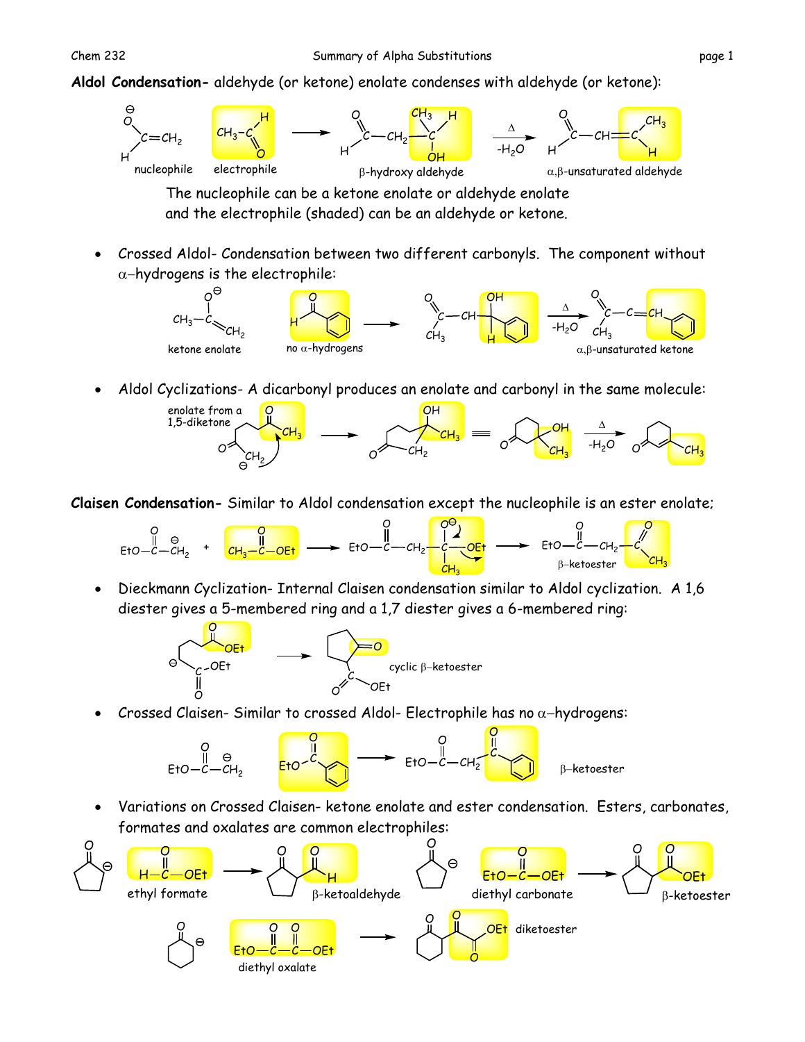**Aldol Condensation-** aldehyde (or ketone) enolate condenses with aldehyde (or ketone):

nucleophile electrophile β-hydroxy aldehyde $\xrightarrow[-H_2O]{\Delta}$ α,β-unsaturated aldehyde

The nucleophile can be a ketone enolate or aldehyde enolate and the electrophile (shaded) can be an aldehyde or ketone.

- Crossed Aldol- Condensation between two different carbonyls. The component without α–hydrogens is the electrophile:

  ketone enolate no α-hydrogens $\xrightarrow[-H_2O]{\Delta}$ α,β-unsaturated ketone

- Aldol Cyclizations- A dicarbonyl produces an enolate and carbonyl in the same molecule:

  enolate from a 1,5-diketone $\xrightarrow[-H_2O]{\Delta}$

**Claisen Condensation-** Similar to Aldol condensation except the nucleophile is an ester enolate;

β–ketoester

- Dieckmann Cyclization- Internal Claisen condensation similar to Aldol cyclization. A 1,6 diester gives a 5-membered ring and a 1,7 diester gives a 6-membered ring:

  cyclic β–ketoester

- Crossed Claisen- Similar to crossed Aldol- Electrophile has no α–hydrogens:

  β–ketoester

- Variations on Crossed Claisen- ketone enolate and ester condensation. Esters, carbonates, formates and oxalates are common electrophiles:

  ethyl formate → β-ketoaldehyde

  diethyl carbonate → β-ketoester

  diethyl oxalate → diketoester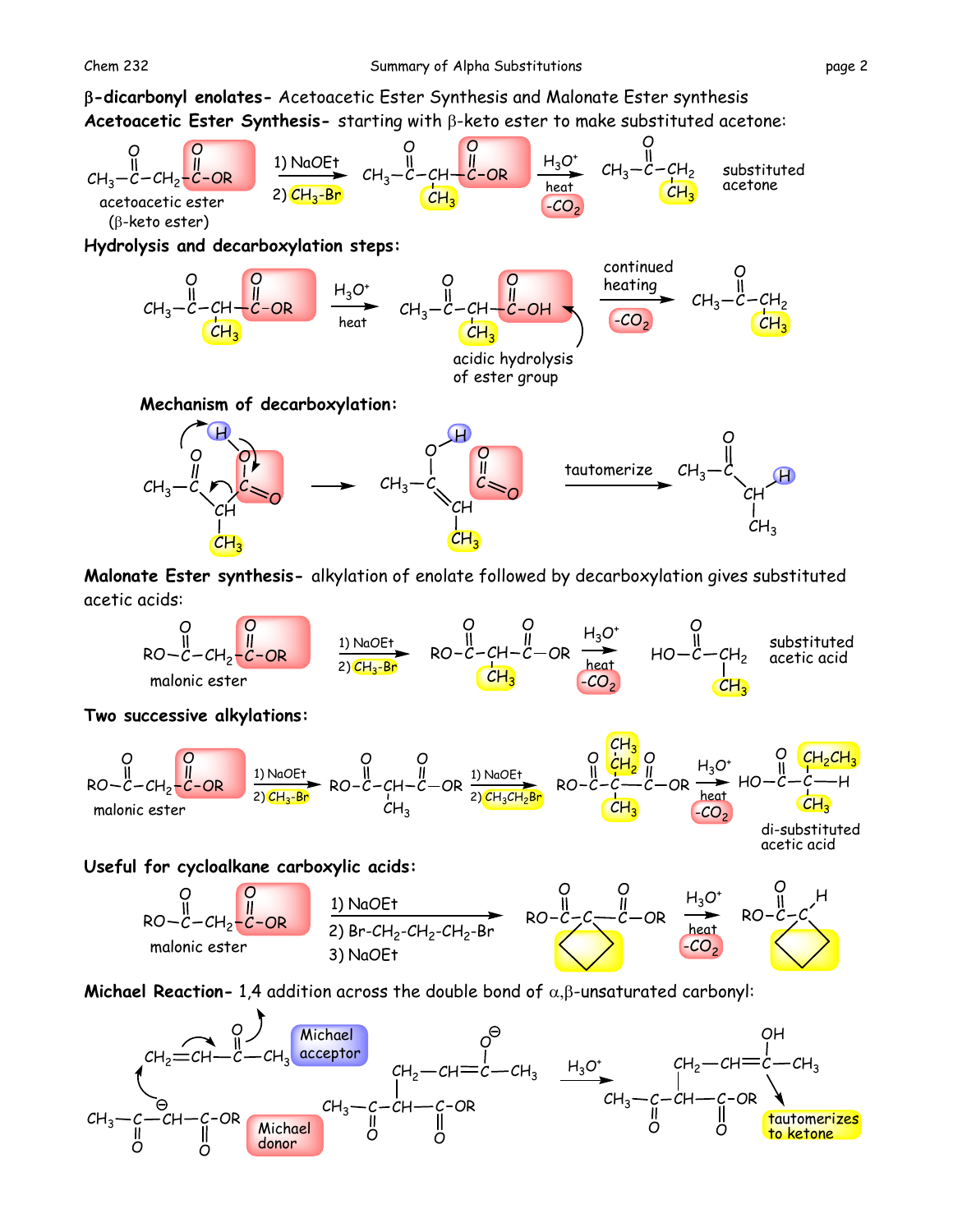## β-dicarbonyl enolates- Acetoacetic Ester Synthesis and Malonate Ester synthesis

**Acetoacetic Ester Synthesis-** starting with β-keto ester to make substituted acetone:

$CH_3-C(=O)-CH_2-C(=O)-OR$ (acetoacetic ester (β-keto ester)) → 1) NaOEt 2) $CH_3$-Br → $CH_3-C(=O)-CH(CH_3)-C(=O)-OR$ → $H_3O^+$, heat, $-CO_2$ → $CH_3-C(=O)-CH_2-CH_3$ substituted acetone

**Hydrolysis and decarboxylation steps:**

$CH_3-C(=O)-CH(CH_3)-C(=O)-OR$ → $H_3O^+$, heat → $CH_3-C(=O)-CH(CH_3)-C(=O)-OH$ (acidic hydrolysis of ester group) → continued heating, $-CO_2$ → $CH_3-C(=O)-CH_2-CH_3$

**Mechanism of decarboxylation:**

$CH_3-C(=O)-CH(CH_3)-C(=O)-O-H$ → $CH_3-C(OH)=CH-CH_3$ + $O=C=O$ → tautomerize → $CH_3-C(=O)-CH(H)-CH_3$

**Malonate Ester synthesis-** alkylation of enolate followed by decarboxylation gives substituted acetic acids:

$RO-C(=O)-CH_2-C(=O)-OR$ (malonic ester) → 1) NaOEt 2) $CH_3$-Br → $RO-C(=O)-CH(CH_3)-C(=O)-OR$ → $H_3O^+$, heat, $-CO_2$ → $HO-C(=O)-CH_2-CH_3$ substituted acetic acid

**Two successive alkylations:**

$RO-C(=O)-CH_2-C(=O)-OR$ (malonic ester) → 1) NaOEt 2) $CH_3$-Br → $RO-C(=O)-CH(CH_3)-C(=O)-OR$ → 1) NaOEt 2) $CH_3CH_2Br$ → $RO-C(=O)-C(CH_3)(CH_2CH_3)-C(=O)-OR$ → $H_3O^+$, heat, $-CO_2$ → $HO-C(=O)-C(H)(CH_3)(CH_2CH_3)$ di-substituted acetic acid

**Useful for cycloalkane carboxylic acids:**

$RO-C(=O)-CH_2-C(=O)-OR$ (malonic ester) → 1) NaOEt 2) $Br-CH_2-CH_2-CH_2-Br$ 3) NaOEt → cyclobutane-1,1-diester $RO-C(=O)-C(ring)-C(=O)-OR$ → $H_3O^+$, heat, $-CO_2$ → $RO-C(=O)-C(H)(ring)$

**Michael Reaction-** 1,4 addition across the double bond of α,β-unsaturated carbonyl:

$CH_2=CH-C(=O)-CH_3$ (Michael acceptor) + $CH_3-C(=O)-CH^{\ominus}-C(=O)-OR$ (Michael donor) → $CH_3-C(=O)-CH(CH_2-CH=C(O^{\ominus})-CH_3)-C(=O)-OR$ → $H_3O^+$ → $CH_3-C(=O)-CH(CH_2-CH=C(OH)-CH_3)-C(=O)-OR$ (tautomerizes to ketone)